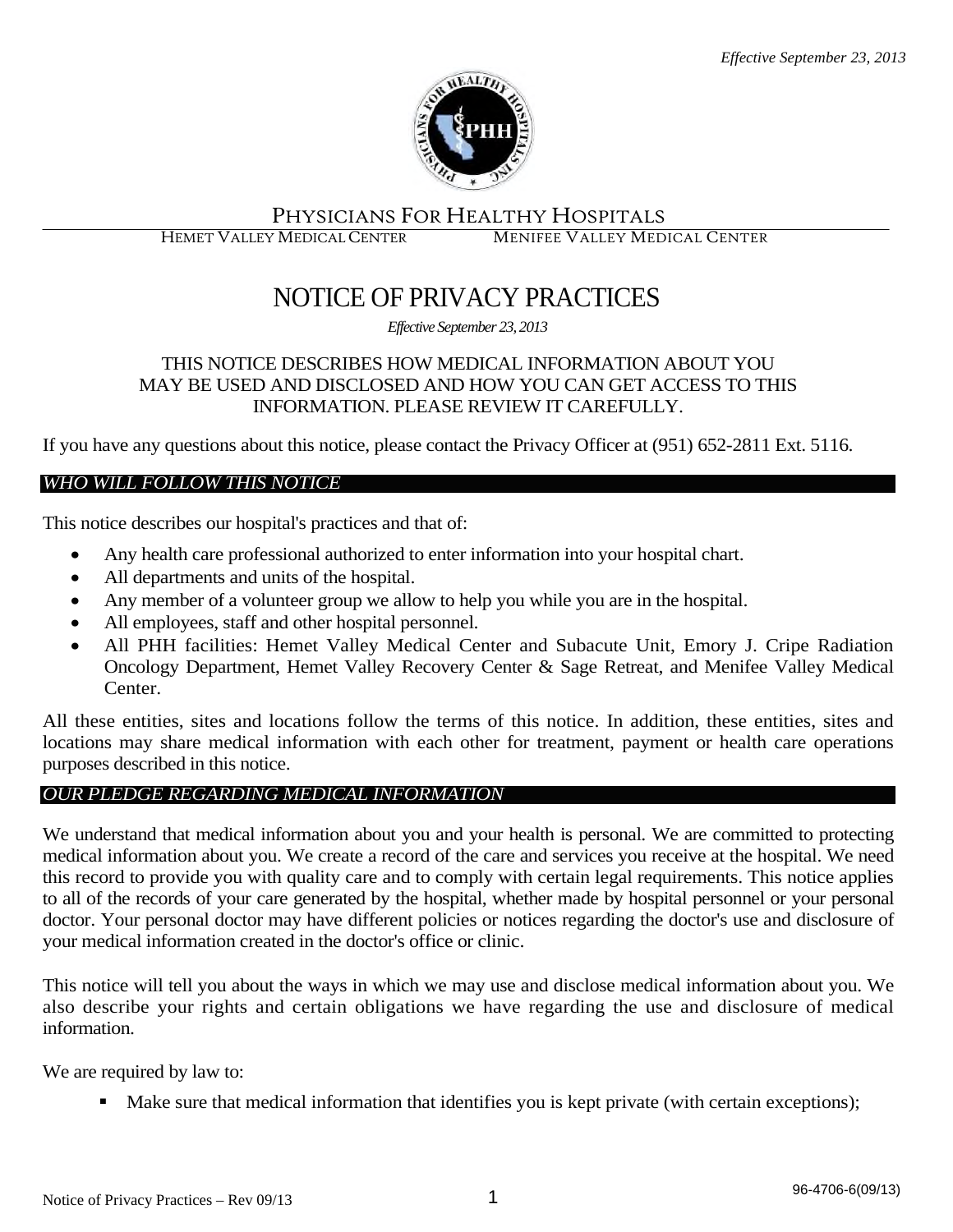*Effective September 23, 2013*

PHYSICIANS FOR HEALTHY HOSPITALS

HEMET VALLEY MEDICAL CENTER MENIFEE VALLEY MEDICAL CENTER

# NOTICE OF PRIVACY PRACTICES

*Effective September 23, 2013*

THIS NOTICE DESCRIBES HOW MEDICAL INFORMATION ABOUT YOU MAY BE USED AND DISCLOSED AND HOW YOU CAN GET ACCESS TO THIS INFORMATION. PLEASE REVIEW IT CAREFULLY.

If you have any questions about this notice, please contact the Privacy Officer at (951) 652-2811 Ext. 5116.

## *WHO WILL FOLLOW THIS NOTICE*

This notice describes our hospital's practices and that of:

- Any health care professional authorized to enter information into your hospital chart.
- All departments and units of the hospital.
- Any member of a volunteer group we allow to help you while you are in the hospital.
- All employees, staff and other hospital personnel.
- All PHH facilities: Hemet Valley Medical Center and Subacute Unit, Emory J. Cripe Radiation Oncology Department, Hemet Valley Recovery Center & Sage Retreat, and Menifee Valley Medical Center.

All these entities, sites and locations follow the terms of this notice. In addition, these entities, sites and locations may share medical information with each other for treatment, payment or health care operations purposes described in this notice.

## *OUR PLEDGE REGARDING MEDICAL INFORMATION*

We understand that medical information about you and your health is personal. We are committed to protecting medical information about you. We create a record of the care and services you receive at the hospital. We need this record to provide you with quality care and to comply with certain legal requirements. This notice applies to all of the records of your care generated by the hospital, whether made by hospital personnel or your personal doctor. Your personal doctor may have different policies or notices regarding the doctor's use and disclosure of your medical information created in the doctor's office or clinic.

This notice will tell you about the ways in which we may use and disclose medical information about you. We also describe your rights and certain obligations we have regarding the use and disclosure of medical information.

We are required by law to:

- Make sure that medical information that identifies you is kept private (with certain exceptions);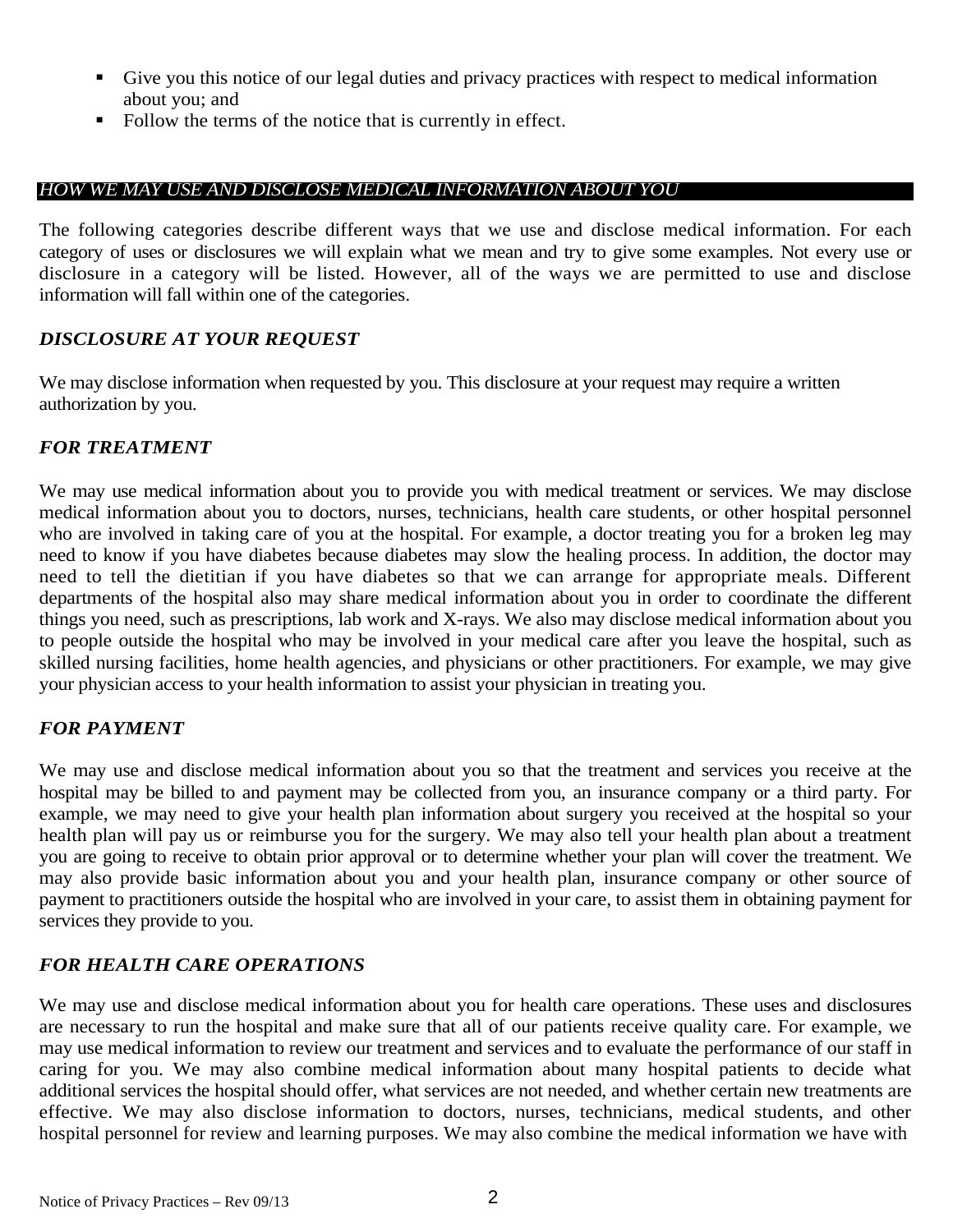- Give you this notice of our legal duties and privacy practices with respect to medical information about you; and
- Follow the terms of the notice that is currently in effect.

## *HOW WE MAY USE AND DISCLOSE MEDICAL INFORMATION ABOUT YOU*

The following categories describe different ways that we use and disclose medical information. For each category of uses or disclosures we will explain what we mean and try to give some examples. Not every use or disclosure in a category will be listed. However, all of the ways we are permitted to use and disclose information will fall within one of the categories.

### *DISCLOSURE AT YOUR REQUEST*

We may disclose information when requested by you. This disclosure at your request may require a written authorization by you.

### *FOR TREATMENT*

We may use medical information about you to provide you with medical treatment or services. We may disclose medical information about you to doctors, nurses, technicians, health care students, or other hospital personnel who are involved in taking care of you at the hospital. For example, a doctor treating you for a broken leg may need to know if you have diabetes because diabetes may slow the healing process. In addition, the doctor may need to tell the dietitian if you have diabetes so that we can arrange for appropriate meals. Different departments of the hospital also may share medical information about you in order to coordinate the different things you need, such as prescriptions, lab work and X-rays. We also may disclose medical information about you to people outside the hospital who may be involved in your medical care after you leave the hospital, such as skilled nursing facilities, home health agencies, and physicians or other practitioners. For example, we may give your physician access to your health information to assist your physician in treating you.

### *FOR PAYMENT*

We may use and disclose medical information about you so that the treatment and services you receive at the hospital may be billed to and payment may be collected from you, an insurance company or a third party. For example, we may need to give your health plan information about surgery you received at the hospital so your health plan will pay us or reimburse you for the surgery. We may also tell your health plan about a treatment you are going to receive to obtain prior approval or to determine whether your plan will cover the treatment. We may also provide basic information about you and your health plan, insurance company or other source of payment to practitioners outside the hospital who are involved in your care, to assist them in obtaining payment for services they provide to you.

### *FOR HEALTH CARE OPERATIONS*

We may use and disclose medical information about you for health care operations. These uses and disclosures are necessary to run the hospital and make sure that all of our patients receive quality care. For example, we may use medical information to review our treatment and services and to evaluate the performance of our staff in caring for you. We may also combine medical information about many hospital patients to decide what additional services the hospital should offer, what services are not needed, and whether certain new treatments are effective. We may also disclose information to doctors, nurses, technicians, medical students, and other hospital personnel for review and learning purposes. We may also combine the medical information we have with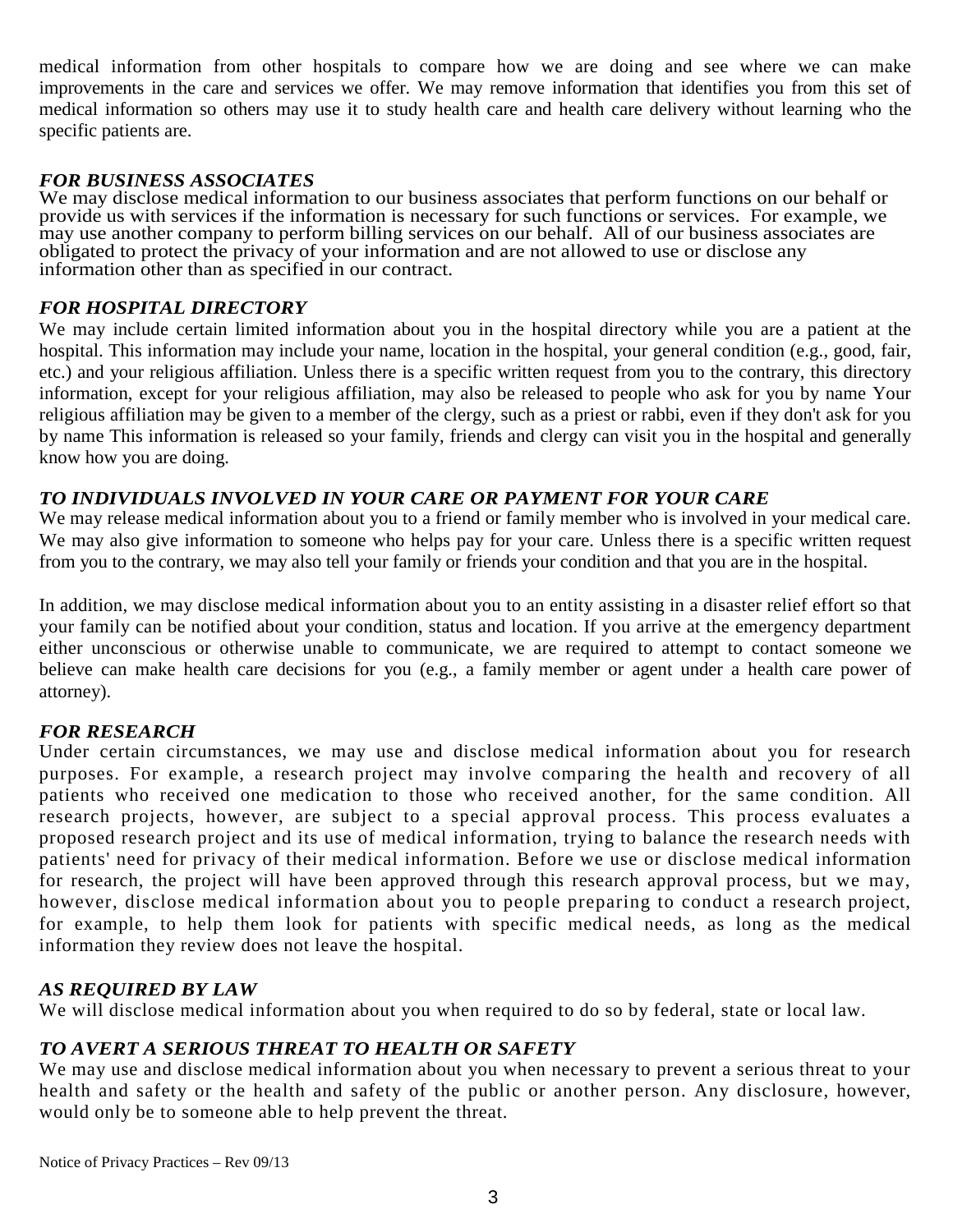medical information from other hospitals to compare how we are doing and see where we can make improvements in the care and services we offer. We may remove information that identifies you from this set of medical information so others may use it to study health care and health care delivery without learning who the specific patients are.

### *FOR BUSINESS ASSOCIATES*

We may disclose medical information to our business associates that perform functions on our behalf or provide us with services if the information is necessary for such functions or services. For example, we may use another company to perform billing services on our behalf. All of our business associates are obligated to protect the privacy of your information and are not allowed to use or disclose any information other than as specified in our contract.

### *FOR HOSPITAL DIRECTORY*

We may include certain limited information about you in the hospital directory while you are a patient at the hospital. This information may include your name, location in the hospital, your general condition (e.g., good, fair, etc.) and your religious affiliation. Unless there is a specific written request from you to the contrary, this directory information, except for your religious affiliation, may also be released to people who ask for you by name Your religious affiliation may be given to a member of the clergy, such as a priest or rabbi, even if they don't ask for you by name This information is released so your family, friends and clergy can visit you in the hospital and generally know how you are doing.

### *TO INDIVIDUALS INVOLVED IN YOUR CARE OR PAYMENT FOR YOUR CARE*

We may release medical information about you to a friend or family member who is involved in your medical care. We may also give information to someone who helps pay for your care. Unless there is a specific written request from you to the contrary, we may also tell your family or friends your condition and that you are in the hospital.

In addition, we may disclose medical information about you to an entity assisting in a disaster relief effort so that your family can be notified about your condition, status and location. If you arrive at the emergency department either unconscious or otherwise unable to communicate, we are required to attempt to contact someone we believe can make health care decisions for you (e.g., a family member or agent under a health care power of attorney).

### *FOR RESEARCH*

Under certain circumstances, we may use and disclose medical information about you for research purposes. For example, a research project may involve comparing the health and recovery of all patients who received one medication to those who received another, for the same condition. All research projects, however, are subject to a special approval process. This process evaluates a proposed research project and its use of medical information, trying to balance the research needs with patients' need for privacy of their medical information. Before we use or disclose medical information for research, the project will have been approved through this research approval process, but we may, however, disclose medical information about you to people preparing to conduct a research project, for example, to help them look for patients with specific medical needs, as long as the medical information they review does not leave the hospital.

### *AS REQUIRED BY LAW*

We will disclose medical information about you when required to do so by federal, state or local law.

### *TO AVERT A SERIOUS THREAT TO HEALTH OR SAFETY*

We may use and disclose medical information about you when necessary to prevent a serious threat to your health and safety or the health and safety of the public or another person. Any disclosure, however, would only be to someone able to help prevent the threat.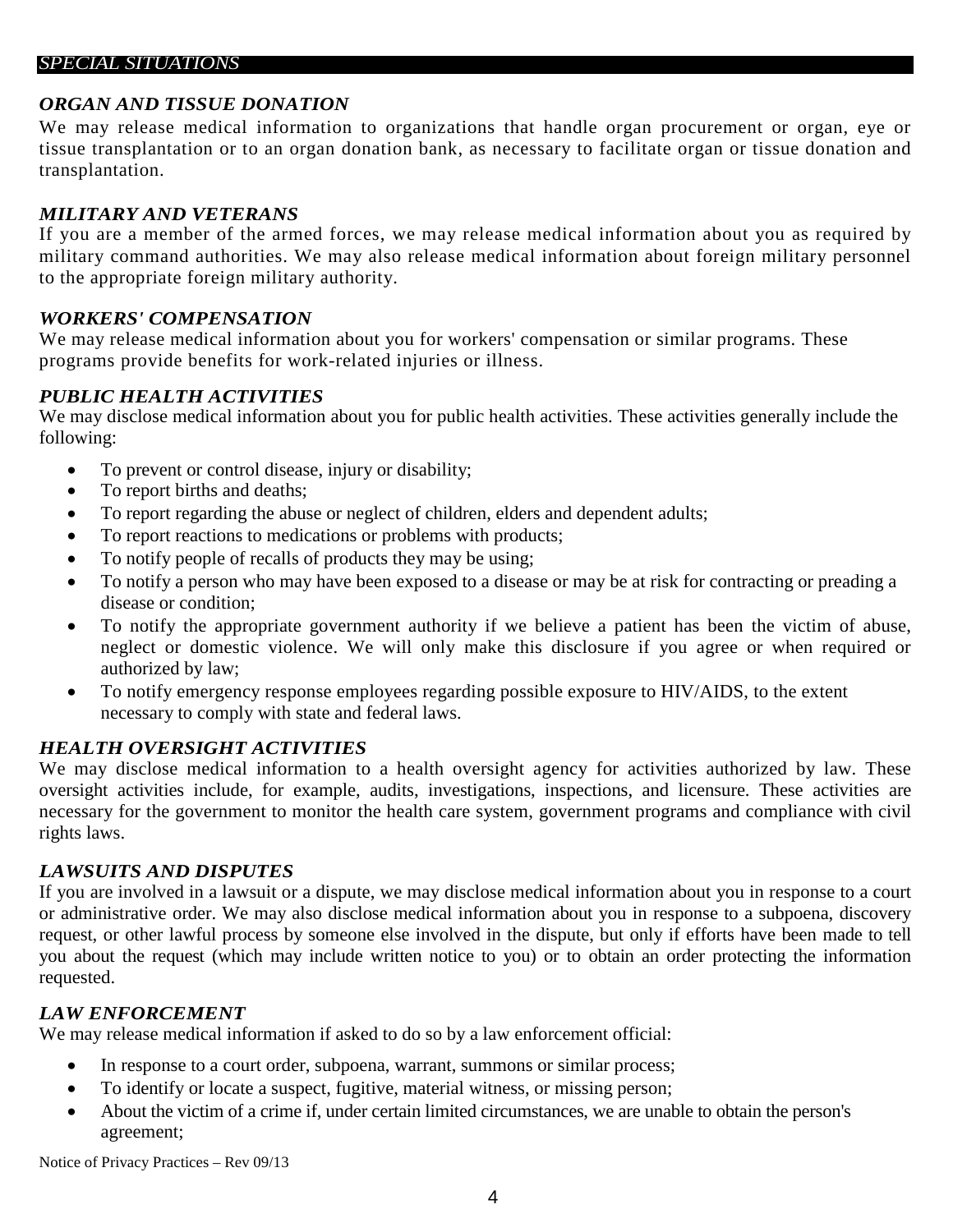## *SPECIAL SITUATIONS*

### *ORGAN AND TISSUE DONATION*

We may release medical information to organizations that handle organ procurement or organ, eye or tissue transplantation or to an organ donation bank, as necessary to facilitate organ or tissue donation and transplantation.

### *MILITARY AND VETERANS*

If you are a member of the armed forces, we may release medical information about you as required by military command authorities. We may also release medical information about foreign military personnel to the appropriate foreign military authority.

### *WORKERS' COMPENSATION*

We may release medical information about you for workers' compensation or similar programs. These programs provide benefits for work-related injuries or illness.

### *PUBLIC HEALTH ACTIVITIES*

We may disclose medical information about you for public health activities. These activities generally include the following:

- To prevent or control disease, injury or disability;
- To report births and deaths;
- To report regarding the abuse or neglect of children, elders and dependent adults;
- To report reactions to medications or problems with products;
- To notify people of recalls of products they may be using;
- To notify a person who may have been exposed to a disease or may be at risk for contracting or preading a disease or condition;
- To notify the appropriate government authority if we believe a patient has been the victim of abuse, neglect or domestic violence. We will only make this disclosure if you agree or when required or authorized by law;
- To notify emergency response employees regarding possible exposure to HIV/AIDS, to the extent necessary to comply with state and federal laws.

### *HEALTH OVERSIGHT ACTIVITIES*

We may disclose medical information to a health oversight agency for activities authorized by law. These oversight activities include, for example, audits, investigations, inspections, and licensure. These activities are necessary for the government to monitor the health care system, government programs and compliance with civil rights laws.

### *LAWSUITS AND DISPUTES*

If you are involved in a lawsuit or a dispute, we may disclose medical information about you in response to a court or administrative order. We may also disclose medical information about you in response to a subpoena, discovery request, or other lawful process by someone else involved in the dispute, but only if efforts have been made to tell you about the request (which may include written notice to you) or to obtain an order protecting the information requested.

### *LAW ENFORCEMENT*

We may release medical information if asked to do so by a law enforcement official:

- In response to a court order, subpoena, warrant, summons or similar process;
- To identify or locate a suspect, fugitive, material witness, or missing person;
- About the victim of a crime if, under certain limited circumstances, we are unable to obtain the person's agreement;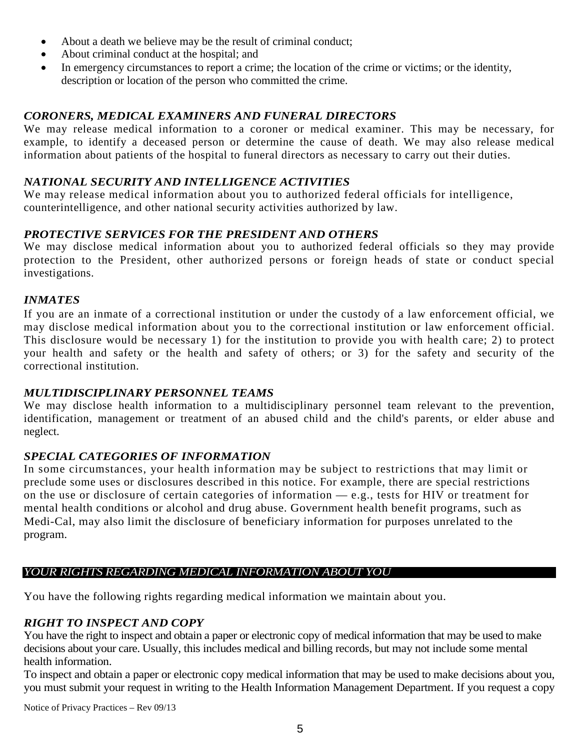- About a death we believe may be the result of criminal conduct;
- About criminal conduct at the hospital; and
- In emergency circumstances to report a crime; the location of the crime or victims; or the identity, description or location of the person who committed the crime.

### *CORONERS, MEDICAL EXAMINERS AND FUNERAL DIRECTORS*

We may release medical information to a coroner or medical examiner. This may be necessary, for example, to identify a deceased person or determine the cause of death. We may also release medical information about patients of the hospital to funeral directors as necessary to carry out their duties.

### *NATIONAL SECURITY AND INTELLIGENCE ACTIVITIES*

We may release medical information about you to authorized federal officials for intelligence, counterintelligence, and other national security activities authorized by law.

### *PROTECTIVE SERVICES FOR THE PRESIDENT AND OTHERS*

We may disclose medical information about you to authorized federal officials so they may provide protection to the President, other authorized persons or foreign heads of state or conduct special investigations.

### *INMATES*

If you are an inmate of a correctional institution or under the custody of a law enforcement official, we may disclose medical information about you to the correctional institution or law enforcement official. This disclosure would be necessary 1) for the institution to provide you with health care; 2) to protect your health and safety or the health and safety of others; or 3) for the safety and security of the correctional institution.

### *MULTIDISCIPLINARY PERSONNEL TEAMS*

We may disclose health information to a multidisciplinary personnel team relevant to the prevention, identification, management or treatment of an abused child and the child's parents, or elder abuse and neglect.

### *SPECIAL CATEGORIES OF INFORMATION*

In some circumstances, your health information may be subject to restrictions that may limit or preclude some uses or disclosures described in this notice. For example, there are special restrictions on the use or disclosure of certain categories of information — e.g., tests for HIV or treatment for mental health conditions or alcohol and drug abuse. Government health benefit programs, such as Medi-Cal, may also limit the disclosure of beneficiary information for purposes unrelated to the program.

## *YOUR RIGHTS REGARDING MEDICAL INFORMATION ABOUT YOU*

You have the following rights regarding medical information we maintain about you.

### *RIGHT TO INSPECT AND COPY*

You have the right to inspect and obtain a paper or electronic copy of medical information that may be used to make decisions about your care. Usually, this includes medical and billing records, but may not include some mental health information.

To inspect and obtain a paper or electronic copy medical information that may be used to make decisions about you, you must submit your request in writing to the Health Information Management Department. If you request a copy

Notice of Privacy Practices – Rev 09/13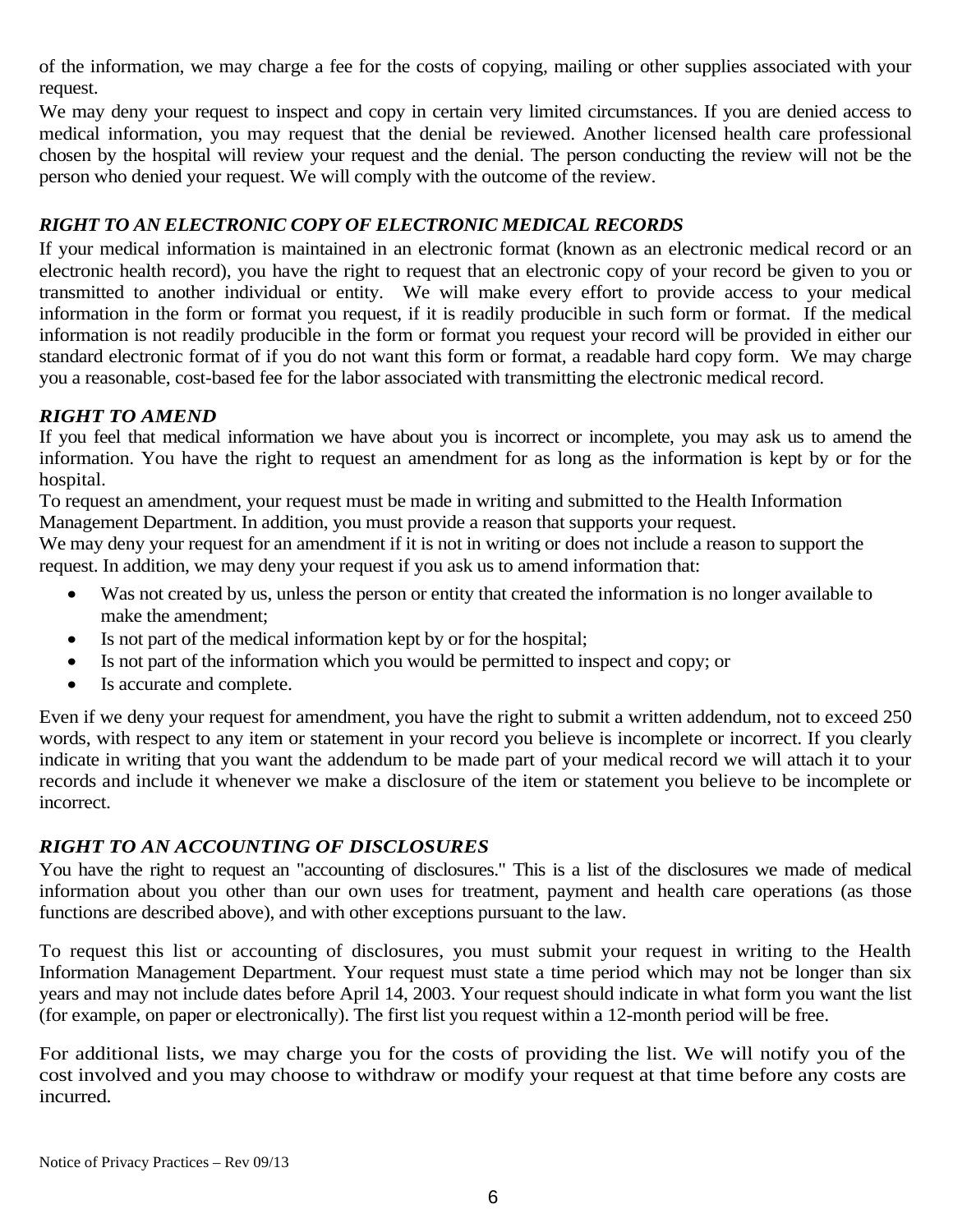of the information, we may charge a fee for the costs of copying, mailing or other supplies associated with your request.

We may deny your request to inspect and copy in certain very limited circumstances. If you are denied access to medical information, you may request that the denial be reviewed. Another licensed health care professional chosen by the hospital will review your request and the denial. The person conducting the review will not be the person who denied your request. We will comply with the outcome of the review.

### *RIGHT TO AN ELECTRONIC COPY OF ELECTRONIC MEDICAL RECORDS*

If your medical information is maintained in an electronic format (known as an electronic medical record or an electronic health record), you have the right to request that an electronic copy of your record be given to you or transmitted to another individual or entity. We will make every effort to provide access to your medical information in the form or format you request, if it is readily producible in such form or format. If the medical information is not readily producible in the form or format you request your record will be provided in either our standard electronic format of if you do not want this form or format, a readable hard copy form. We may charge you a reasonable, cost-based fee for the labor associated with transmitting the electronic medical record.

### *RIGHT TO AMEND*

If you feel that medical information we have about you is incorrect or incomplete, you may ask us to amend the information. You have the right to request an amendment for as long as the information is kept by or for the hospital.

To request an amendment, your request must be made in writing and submitted to the Health Information Management Department. In addition, you must provide a reason that supports your request.

We may deny your request for an amendment if it is not in writing or does not include a reason to support the request. In addition, we may deny your request if you ask us to amend information that:

- Was not created by us, unless the person or entity that created the information is no longer available to make the amendment;
- Is not part of the medical information kept by or for the hospital;
- Is not part of the information which you would be permitted to inspect and copy; or
- Is accurate and complete.

Even if we deny your request for amendment, you have the right to submit a written addendum, not to exceed 250 words, with respect to any item or statement in your record you believe is incomplete or incorrect. If you clearly indicate in writing that you want the addendum to be made part of your medical record we will attach it to your records and include it whenever we make a disclosure of the item or statement you believe to be incomplete or incorrect.

### *RIGHT TO AN ACCOUNTING OF DISCLOSURES*

You have the right to request an "accounting of disclosures." This is a list of the disclosures we made of medical information about you other than our own uses for treatment, payment and health care operations (as those functions are described above), and with other exceptions pursuant to the law.

To request this list or accounting of disclosures, you must submit your request in writing to the Health Information Management Department. Your request must state a time period which may not be longer than six years and may not include dates before April 14, 2003. Your request should indicate in what form you want the list (for example, on paper or electronically). The first list you request within a 12-month period will be free.

For additional lists, we may charge you for the costs of providing the list. We will notify you of the cost involved and you may choose to withdraw or modify your request at that time before any costs are incurred.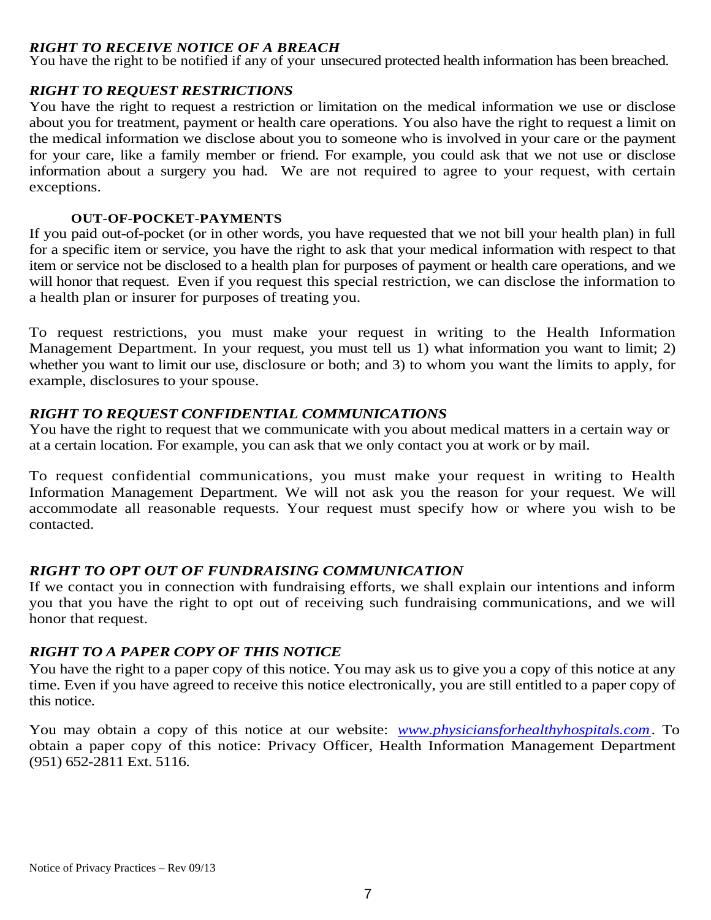### *RIGHT TO RECEIVE NOTICE OF A BREACH*

You have the right to be notified if any of your unsecured protected health information has been breached.

### *RIGHT TO REQUEST RESTRICTIONS*

You have the right to request a restriction or limitation on the medical information we use or disclose about you for treatment, payment or health care operations. You also have the right to request a limit on the medical information we disclose about you to someone who is involved in your care or the payment for your care, like a family member or friend. For example, you could ask that we not use or disclose information about a surgery you had. We are not required to agree to your request, with certain exceptions.

#### **OUT-OF-POCKET-PAYMENTS**

If you paid out-of-pocket (or in other words, you have requested that we not bill your health plan) in full for a specific item or service, you have the right to ask that your medical information with respect to that item or service not be disclosed to a health plan for purposes of payment or health care operations, and we will honor that request. Even if you request this special restriction, we can disclose the information to a health plan or insurer for purposes of treating you.

To request restrictions, you must make your request in writing to the Health Information Management Department. In your request, you must tell us 1) what information you want to limit; 2) whether you want to limit our use, disclosure or both; and 3) to whom you want the limits to apply, for example, disclosures to your spouse.

### *RIGHT TO REQUEST CONFIDENTIAL COMMUNICATIONS*

You have the right to request that we communicate with you about medical matters in a certain way or at a certain location. For example, you can ask that we only contact you at work or by mail.

To request confidential communications, you must make your request in writing to Health Information Management Department. We will not ask you the reason for your request. We will accommodate all reasonable requests. Your request must specify how or where you wish to be contacted.

### *RIGHT TO OPT OUT OF FUNDRAISING COMMUNICATION*

If we contact you in connection with fundraising efforts, we shall explain our intentions and inform you that you have the right to opt out of receiving such fundraising communications, and we will honor that request.

### *RIGHT TO A PAPER COPY OF THIS NOTICE*

You have the right to a paper copy of this notice. You may ask us to give you a copy of this notice at any time. Even if you have agreed to receive this notice electronically, you are still entitled to a paper copy of this notice.

You may obtain a copy of this notice at our website: *www.physiciansforhealthyhospitals.com*. To obtain a paper copy of this notice: Privacy Officer, Health Information Management Department (951) 652-2811 Ext. 5116.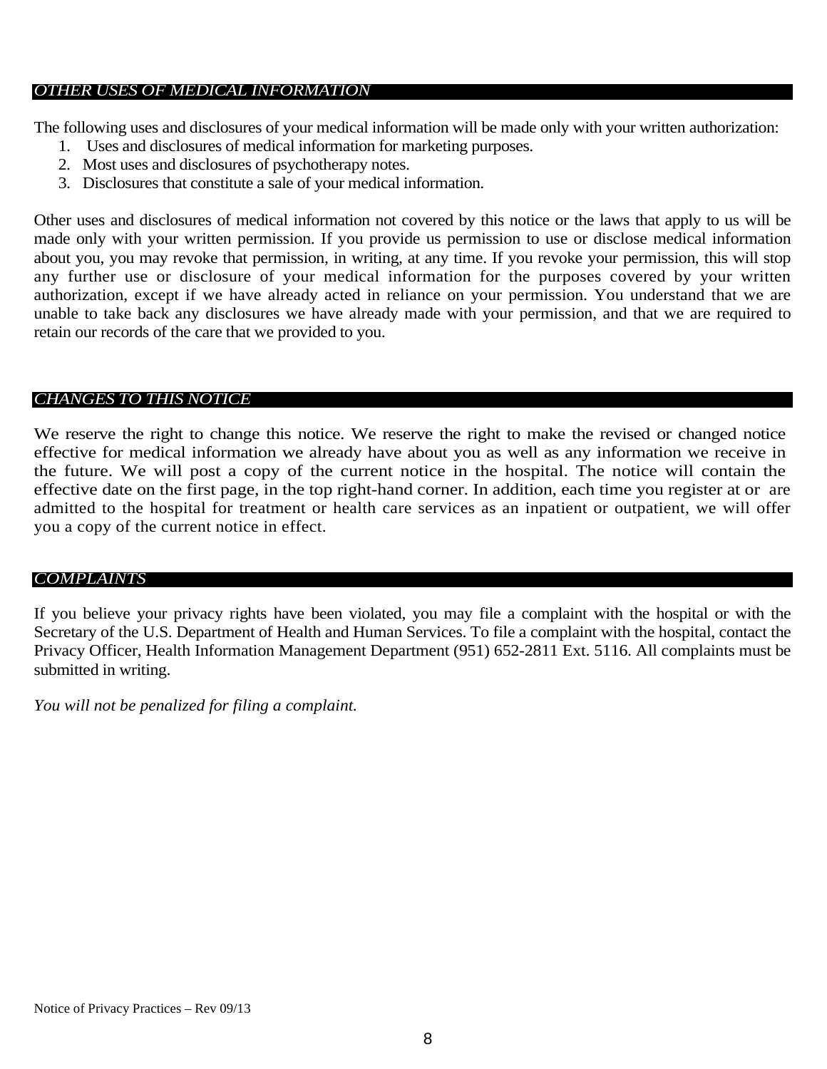## *OTHER USES OF MEDICAL INFORMATION*

The following uses and disclosures of your medical information will be made only with your written authorization:

1. Uses and disclosures of medical information for marketing purposes.
2. Most uses and disclosures of psychotherapy notes.
3. Disclosures that constitute a sale of your medical information.

Other uses and disclosures of medical information not covered by this notice or the laws that apply to us will be made only with your written permission. If you provide us permission to use or disclose medical information about you, you may revoke that permission, in writing, at any time. If you revoke your permission, this will stop any further use or disclosure of your medical information for the purposes covered by your written authorization, except if we have already acted in reliance on your permission. You understand that we are unable to take back any disclosures we have already made with your permission, and that we are required to retain our records of the care that we provided to you.

## *CHANGES TO THIS NOTICE*

We reserve the right to change this notice. We reserve the right to make the revised or changed notice effective for medical information we already have about you as well as any information we receive in the future. We will post a copy of the current notice in the hospital. The notice will contain the effective date on the first page, in the top right-hand corner. In addition, each time you register at or are admitted to the hospital for treatment or health care services as an inpatient or outpatient, we will offer you a copy of the current notice in effect.

## *COMPLAINTS*

If you believe your privacy rights have been violated, you may file a complaint with the hospital or with the Secretary of the U.S. Department of Health and Human Services. To file a complaint with the hospital, contact the Privacy Officer, Health Information Management Department (951) 652-2811 Ext. 5116. All complaints must be submitted in writing.

*You will not be penalized for filing a complaint.*

Notice of Privacy Practices – Rev 09/13